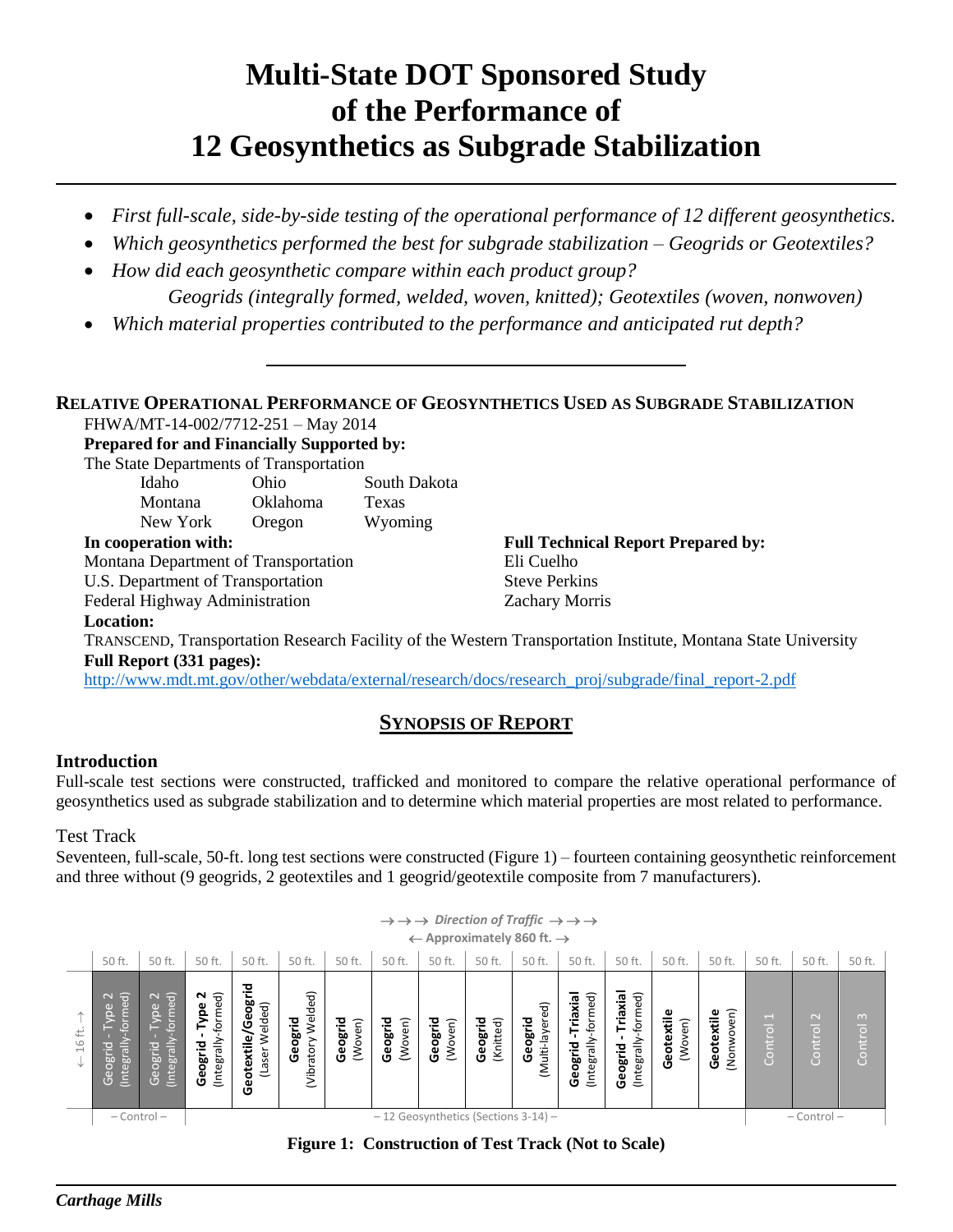# Multi-State DOT Sponsored Study of the Performance of 12 Geosynthetics as Subgrade Stabilization

- *First full-scale, side-by-side testing of the operational performance of 12 different geosynthetics.*
- *Which geosynthetics performed the best for subgrade stabilization – Geogrids or Geotextiles?*
- *How did each geosynthetic compare within each product group?*
  *Geogrids (integrally formed, welded, woven, knitted); Geotextiles (woven, nonwoven)*
- *Which material properties contributed to the performance and anticipated rut depth?*

---

**RELATIVE OPERATIONAL PERFORMANCE OF GEOSYNTHETICS USED AS SUBGRADE STABILIZATION**

FHWA/MT-14-002/7712-251 – May 2014

**Prepared for and Financially Supported by:**

The State Departments of Transportation

| | | |
|---|---|---|
| Idaho | Ohio | South Dakota |
| Montana | Oklahoma | Texas |
| New York | Oregon | Wyoming |

**In cooperation with:**

Montana Department of Transportation
U.S. Department of Transportation
Federal Highway Administration

**Full Technical Report Prepared by:**

Eli Cuelho
Steve Perkins
Zachary Morris

**Location:**

TRANSCEND, Transportation Research Facility of the Western Transportation Institute, Montana State University

**Full Report (331 pages):**

http://www.mdt.mt.gov/other/webdata/external/research/docs/research_proj/subgrade/final_report-2.pdf

## SYNOPSIS OF REPORT

### Introduction

Full-scale test sections were constructed, trafficked and monitored to compare the relative operational performance of geosynthetics used as subgrade stabilization and to determine which material properties are most related to performance.

#### Test Track

Seventeen, full-scale, 50-ft. long test sections were constructed (Figure 1) – fourteen containing geosynthetic reinforcement and three without (9 geogrids, 2 geotextiles and 1 geogrid/geotextile composite from 7 manufacturers).

→ → → *Direction of Traffic* → → →
← Approximately 860 ft. →
← 16 ft. →

| 50 ft. | 50 ft. | 50 ft. | 50 ft. | 50 ft. | 50 ft. | 50 ft. | 50 ft. | 50 ft. | 50 ft. | 50 ft. | 50 ft. | 50 ft. | 50 ft. | 50 ft. | 50 ft. | 50 ft. |
|---|---|---|---|---|---|---|---|---|---|---|---|---|---|---|---|---|
| Geogrid - Type 2 (Integrally-formed) | Geogrid - Type 2 (Integrally-formed) | Geogrid - Type 2 (Integrally-formed) | Geotextile/Geogrid (Laser Welded) | Geogrid (Vibratory Welded) | Geogrid (Woven) | Geogrid (Woven) | Geogrid (Woven) | Geogrid (Knitted) | Geogrid (Multi-layered) | Geogrid - Triaxial (Integrally-formed) | Geogrid - Triaxial (Integrally-formed) | Geotextile (Woven) | Geotextile (Nonwoven) | Control 1 | Control 2 | Control 3 |
| – Control – | | – 12 Geosynthetics (Sections 3-14) – | | | | | | | | | | | | – Control – | | |

**Figure 1: Construction of Test Track (Not to Scale)**

*Carthage Mills*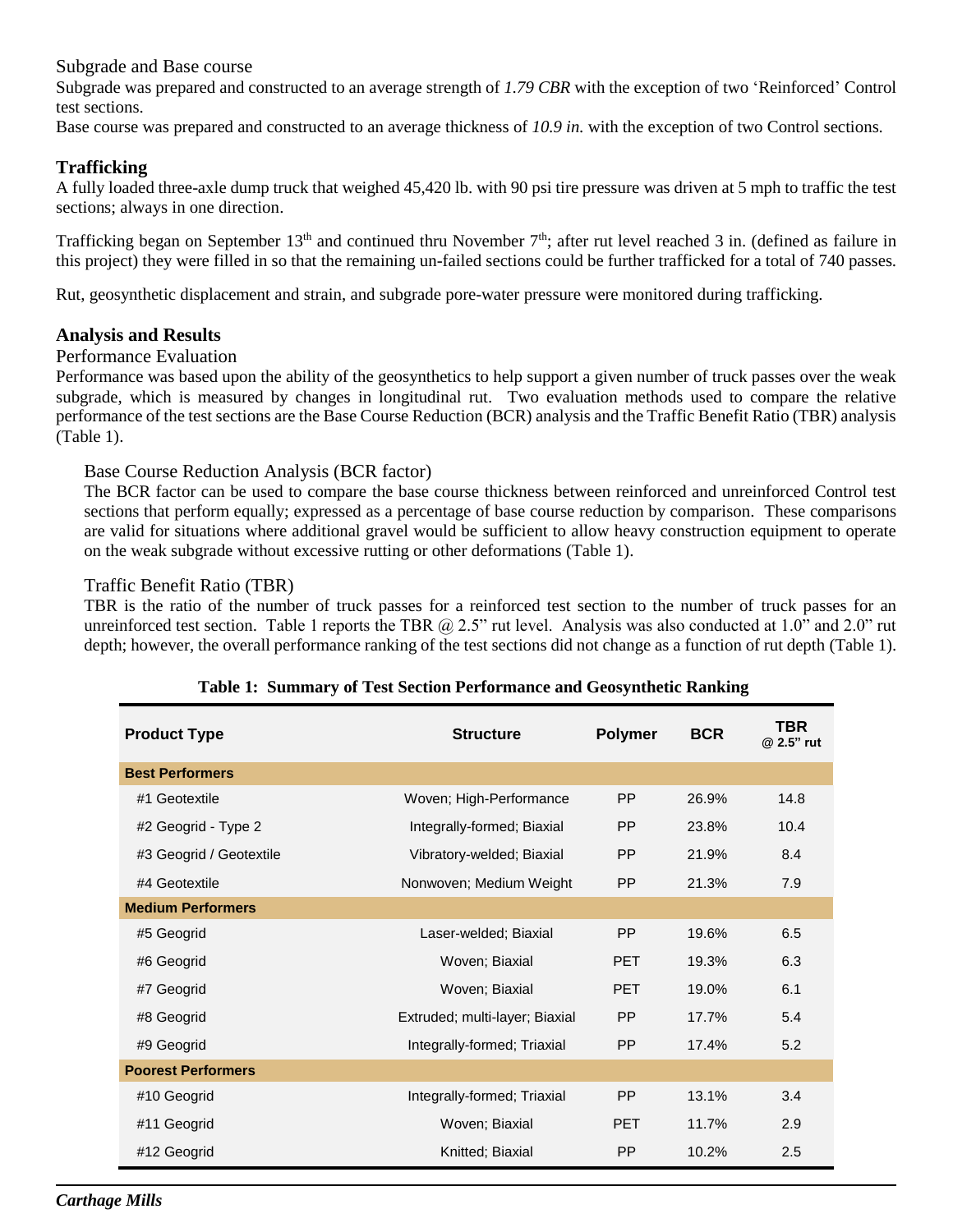### Subgrade and Base course

Subgrade was prepared and constructed to an average strength of *1.79 CBR* with the exception of two 'Reinforced' Control test sections.

Base course was prepared and constructed to an average thickness of *10.9 in.* with the exception of two Control sections.

## Trafficking

A fully loaded three-axle dump truck that weighed 45,420 lb. with 90 psi tire pressure was driven at 5 mph to traffic the test sections; always in one direction.

Trafficking began on September 13th and continued thru November 7th; after rut level reached 3 in. (defined as failure in this project) they were filled in so that the remaining un-failed sections could be further trafficked for a total of 740 passes.

Rut, geosynthetic displacement and strain, and subgrade pore-water pressure were monitored during trafficking.

## Analysis and Results

### Performance Evaluation

Performance was based upon the ability of the geosynthetics to help support a given number of truck passes over the weak subgrade, which is measured by changes in longitudinal rut. Two evaluation methods used to compare the relative performance of the test sections are the Base Course Reduction (BCR) analysis and the Traffic Benefit Ratio (TBR) analysis (Table 1).

#### Base Course Reduction Analysis (BCR factor)

The BCR factor can be used to compare the base course thickness between reinforced and unreinforced Control test sections that perform equally; expressed as a percentage of base course reduction by comparison. These comparisons are valid for situations where additional gravel would be sufficient to allow heavy construction equipment to operate on the weak subgrade without excessive rutting or other deformations (Table 1).

#### Traffic Benefit Ratio (TBR)

TBR is the ratio of the number of truck passes for a reinforced test section to the number of truck passes for an unreinforced test section. Table 1 reports the TBR @ 2.5" rut level. Analysis was also conducted at 1.0" and 2.0" rut depth; however, the overall performance ranking of the test sections did not change as a function of rut depth (Table 1).

**Table 1: Summary of Test Section Performance and Geosynthetic Ranking**

| Product Type | Structure | Polymer | BCR | TBR @ 2.5" rut |
|---|---|---|---|---|
| **Best Performers** | | | | |
| #1 Geotextile | Woven; High-Performance | PP | 26.9% | 14.8 |
| #2 Geogrid - Type 2 | Integrally-formed; Biaxial | PP | 23.8% | 10.4 |
| #3 Geogrid / Geotextile | Vibratory-welded; Biaxial | PP | 21.9% | 8.4 |
| #4 Geotextile | Nonwoven; Medium Weight | PP | 21.3% | 7.9 |
| **Medium Performers** | | | | |
| #5 Geogrid | Laser-welded; Biaxial | PP | 19.6% | 6.5 |
| #6 Geogrid | Woven; Biaxial | PET | 19.3% | 6.3 |
| #7 Geogrid | Woven; Biaxial | PET | 19.0% | 6.1 |
| #8 Geogrid | Extruded; multi-layer; Biaxial | PP | 17.7% | 5.4 |
| #9 Geogrid | Integrally-formed; Triaxial | PP | 17.4% | 5.2 |
| **Poorest Performers** | | | | |
| #10 Geogrid | Integrally-formed; Triaxial | PP | 13.1% | 3.4 |
| #11 Geogrid | Woven; Biaxial | PET | 11.7% | 2.9 |
| #12 Geogrid | Knitted; Biaxial | PP | 10.2% | 2.5 |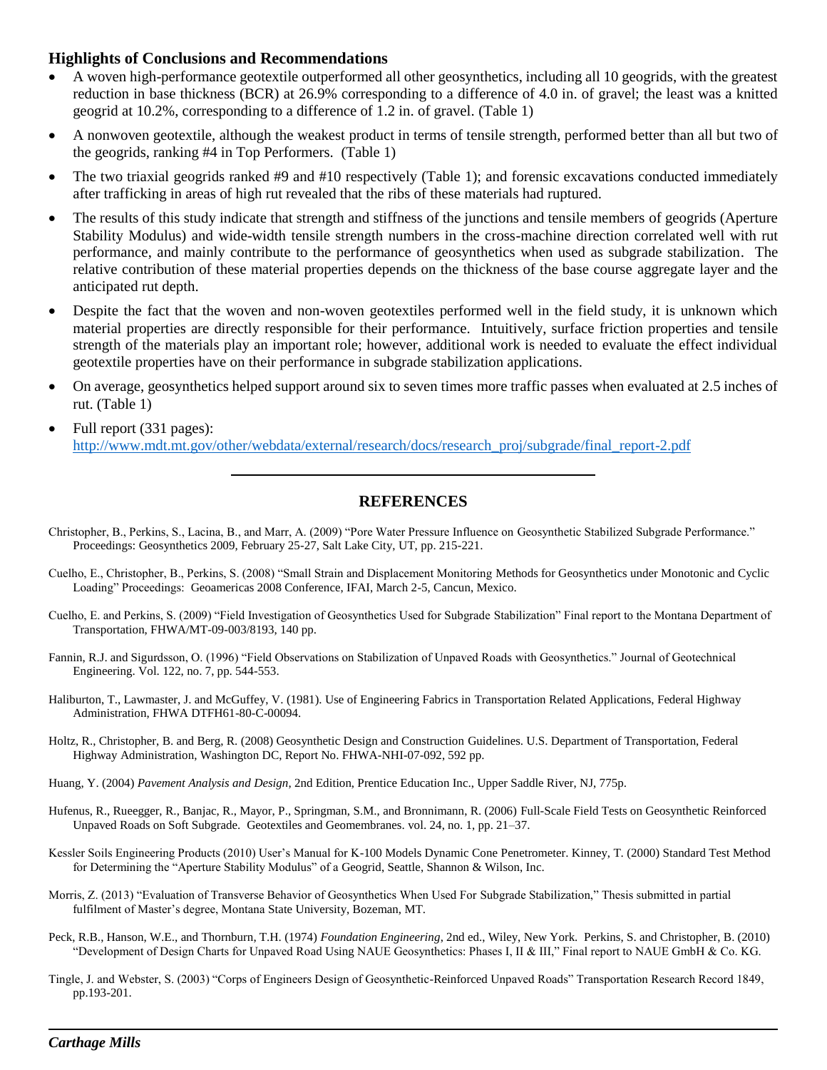## Highlights of Conclusions and Recommendations

- A woven high-performance geotextile outperformed all other geosynthetics, including all 10 geogrids, with the greatest reduction in base thickness (BCR) at 26.9% corresponding to a difference of 4.0 in. of gravel; the least was a knitted geogrid at 10.2%, corresponding to a difference of 1.2 in. of gravel. (Table 1)
- A nonwoven geotextile, although the weakest product in terms of tensile strength, performed better than all but two of the geogrids, ranking #4 in Top Performers. (Table 1)
- The two triaxial geogrids ranked #9 and #10 respectively (Table 1); and forensic excavations conducted immediately after trafficking in areas of high rut revealed that the ribs of these materials had ruptured.
- The results of this study indicate that strength and stiffness of the junctions and tensile members of geogrids (Aperture Stability Modulus) and wide-width tensile strength numbers in the cross-machine direction correlated well with rut performance, and mainly contribute to the performance of geosynthetics when used as subgrade stabilization. The relative contribution of these material properties depends on the thickness of the base course aggregate layer and the anticipated rut depth.
- Despite the fact that the woven and non-woven geotextiles performed well in the field study, it is unknown which material properties are directly responsible for their performance. Intuitively, surface friction properties and tensile strength of the materials play an important role; however, additional work is needed to evaluate the effect individual geotextile properties have on their performance in subgrade stabilization applications.
- On average, geosynthetics helped support around six to seven times more traffic passes when evaluated at 2.5 inches of rut. (Table 1)
- Full report (331 pages): http://www.mdt.mt.gov/other/webdata/external/research/docs/research_proj/subgrade/final_report-2.pdf

---

## REFERENCES

Christopher, B., Perkins, S., Lacina, B., and Marr, A. (2009) "Pore Water Pressure Influence on Geosynthetic Stabilized Subgrade Performance." Proceedings: Geosynthetics 2009, February 25-27, Salt Lake City, UT, pp. 215-221.

Cuelho, E., Christopher, B., Perkins, S. (2008) "Small Strain and Displacement Monitoring Methods for Geosynthetics under Monotonic and Cyclic Loading" Proceedings: Geoamericas 2008 Conference, IFAI, March 2-5, Cancun, Mexico.

Cuelho, E. and Perkins, S. (2009) "Field Investigation of Geosynthetics Used for Subgrade Stabilization" Final report to the Montana Department of Transportation, FHWA/MT-09-003/8193, 140 pp.

Fannin, R.J. and Sigurdsson, O. (1996) "Field Observations on Stabilization of Unpaved Roads with Geosynthetics." Journal of Geotechnical Engineering. Vol. 122, no. 7, pp. 544-553.

Haliburton, T., Lawmaster, J. and McGuffey, V. (1981). Use of Engineering Fabrics in Transportation Related Applications, Federal Highway Administration, FHWA DTFH61-80-C-00094.

Holtz, R., Christopher, B. and Berg, R. (2008) Geosynthetic Design and Construction Guidelines. U.S. Department of Transportation, Federal Highway Administration, Washington DC, Report No. FHWA-NHI-07-092, 592 pp.

Huang, Y. (2004) *Pavement Analysis and Design*, 2nd Edition, Prentice Education Inc., Upper Saddle River, NJ, 775p.

Hufenus, R., Rueegger, R., Banjac, R., Mayor, P., Springman, S.M., and Bronnimann, R. (2006) Full-Scale Field Tests on Geosynthetic Reinforced Unpaved Roads on Soft Subgrade. Geotextiles and Geomembranes. vol. 24, no. 1, pp. 21–37.

Kessler Soils Engineering Products (2010) User's Manual for K-100 Models Dynamic Cone Penetrometer. Kinney, T. (2000) Standard Test Method for Determining the "Aperture Stability Modulus" of a Geogrid, Seattle, Shannon & Wilson, Inc.

Morris, Z. (2013) "Evaluation of Transverse Behavior of Geosynthetics When Used For Subgrade Stabilization," Thesis submitted in partial fulfilment of Master's degree, Montana State University, Bozeman, MT.

Peck, R.B., Hanson, W.E., and Thornburn, T.H. (1974) *Foundation Engineering*, 2nd ed., Wiley, New York. Perkins, S. and Christopher, B. (2010) "Development of Design Charts for Unpaved Road Using NAUE Geosynthetics: Phases I, II & III," Final report to NAUE GmbH & Co. KG.

Tingle, J. and Webster, S. (2003) "Corps of Engineers Design of Geosynthetic-Reinforced Unpaved Roads" Transportation Research Record 1849, pp.193-201.